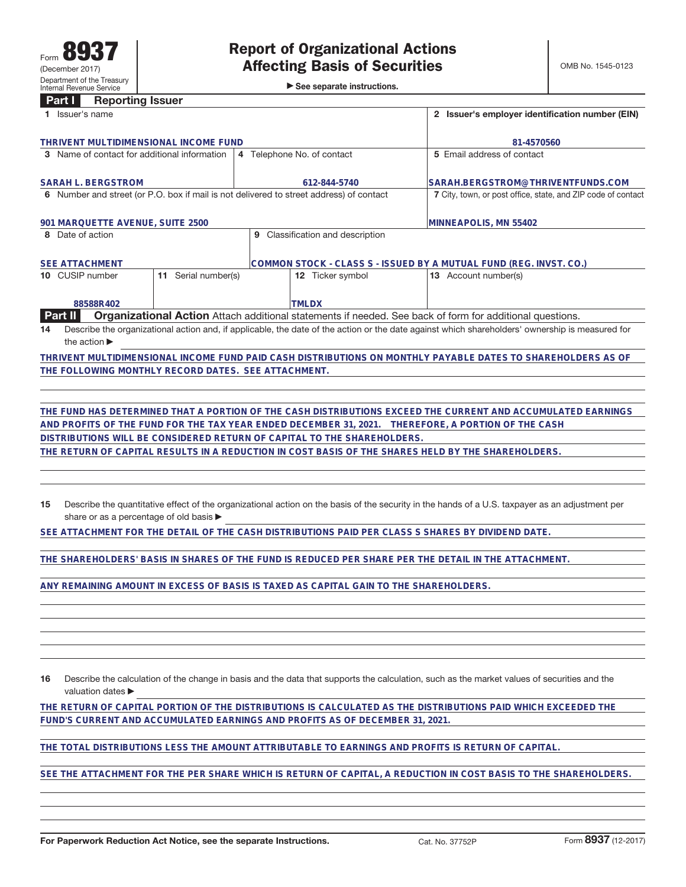Form **8937**
(December 2017)
Department of the Treasury
Internal Revenue Service

# Report of Organizational Actions Affecting Basis of Securities

▶ See separate instructions.

OMB No. 1545-0123

## Part I Reporting Issuer

| 1 Issuer's name | | | 2 Issuer's employer identification number (EIN) |
|---|---|---|---|
| THRIVENT MULTIDIMENSIONAL INCOME FUND | | | 81-4570560 |
| 3 Name of contact for additional information | 4 Telephone No. of contact | | 5 Email address of contact |
| SARAH L. BERGSTROM | 612-844-5740 | | SARAH.BERGSTROM@THRIVENTFUNDS.COM |
| 6 Number and street (or P.O. box if mail is not delivered to street address) of contact | | | 7 City, town, or post office, state, and ZIP code of contact |
| 901 MARQUETTE AVENUE, SUITE 2500 | | | MINNEAPOLIS, MN 55402 |
| 8 Date of action | 9 Classification and description | | |
| SEE ATTACHMENT | COMMON STOCK - CLASS S - ISSUED BY A MUTUAL FUND (REG. INVST. CO.) | | |
| 10 CUSIP number | 11 Serial number(s) | 12 Ticker symbol | 13 Account number(s) |
| 88588R402 | | TMLDX | |

## Part II Organizational Action

Attach additional statements if needed. See back of form for additional questions.

**14** Describe the organizational action and, if applicable, the date of the action or the date against which shareholders' ownership is measured for the action ▶

THRIVENT MULTIDIMENSIONAL INCOME FUND PAID CASH DISTRIBUTIONS ON MONTHLY PAYABLE DATES TO SHAREHOLDERS AS OF THE FOLLOWING MONTHLY RECORD DATES. SEE ATTACHMENT.

THE FUND HAS DETERMINED THAT A PORTION OF THE CASH DISTRIBUTIONS EXCEED THE CURRENT AND ACCUMULATED EARNINGS AND PROFITS OF THE FUND FOR THE TAX YEAR ENDED DECEMBER 31, 2021. THEREFORE, A PORTION OF THE CASH DISTRIBUTIONS WILL BE CONSIDERED RETURN OF CAPITAL TO THE SHAREHOLDERS.
THE RETURN OF CAPITAL RESULTS IN A REDUCTION IN COST BASIS OF THE SHARES HELD BY THE SHAREHOLDERS.

**15** Describe the quantitative effect of the organizational action on the basis of the security in the hands of a U.S. taxpayer as an adjustment per share or as a percentage of old basis ▶

SEE ATTACHMENT FOR THE DETAIL OF THE CASH DISTRIBUTIONS PAID PER CLASS S SHARES BY DIVIDEND DATE.

THE SHAREHOLDERS' BASIS IN SHARES OF THE FUND IS REDUCED PER SHARE PER THE DETAIL IN THE ATTACHMENT.

ANY REMAINING AMOUNT IN EXCESS OF BASIS IS TAXED AS CAPITAL GAIN TO THE SHAREHOLDERS.

**16** Describe the calculation of the change in basis and the data that supports the calculation, such as the market values of securities and the valuation dates ▶

THE RETURN OF CAPITAL PORTION OF THE DISTRIBUTIONS IS CALCULATED AS THE DISTRIBUTIONS PAID WHICH EXCEEDED THE FUND'S CURRENT AND ACCUMULATED EARNINGS AND PROFITS AS OF DECEMBER 31, 2021.

THE TOTAL DISTRIBUTIONS LESS THE AMOUNT ATTRIBUTABLE TO EARNINGS AND PROFITS IS RETURN OF CAPITAL.

SEE THE ATTACHMENT FOR THE PER SHARE WHICH IS RETURN OF CAPITAL, A REDUCTION IN COST BASIS TO THE SHAREHOLDERS.

**For Paperwork Reduction Act Notice, see the separate Instructions.** Cat. No. 37752P Form **8937** (12-2017)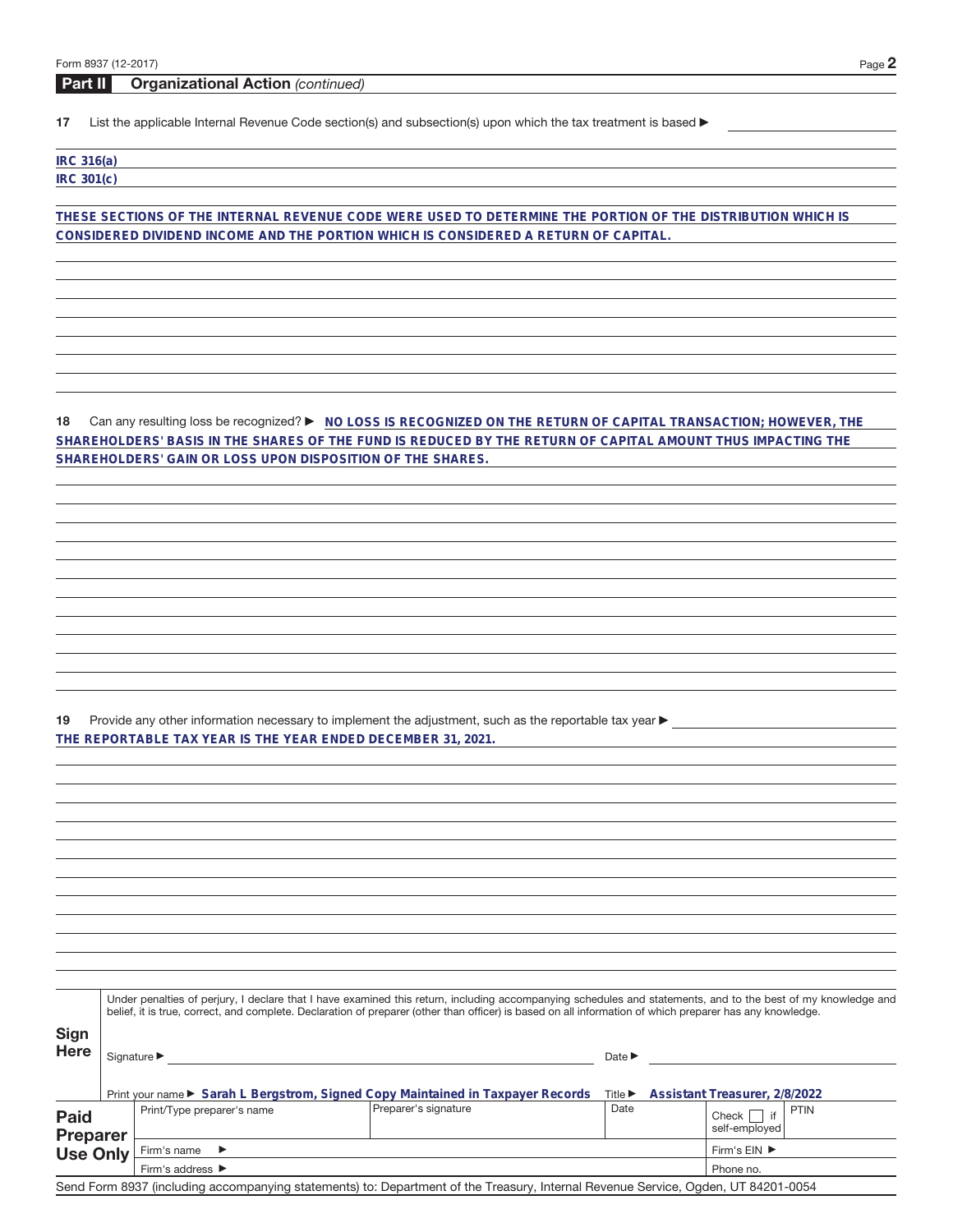## Part II Organizational Action *(continued)*

**17** List the applicable Internal Revenue Code section(s) and subsection(s) upon which the tax treatment is based ▶

**IRC 316(a)**
**IRC 301(c)**

**THESE SECTIONS OF THE INTERNAL REVENUE CODE WERE USED TO DETERMINE THE PORTION OF THE DISTRIBUTION WHICH IS CONSIDERED DIVIDEND INCOME AND THE PORTION WHICH IS CONSIDERED A RETURN OF CAPITAL.**

**18** Can any resulting loss be recognized? ▶ **NO LOSS IS RECOGNIZED ON THE RETURN OF CAPITAL TRANSACTION; HOWEVER, THE SHAREHOLDERS' BASIS IN THE SHARES OF THE FUND IS REDUCED BY THE RETURN OF CAPITAL AMOUNT THUS IMPACTING THE SHAREHOLDERS' GAIN OR LOSS UPON DISPOSITION OF THE SHARES.**

**19** Provide any other information necessary to implement the adjustment, such as the reportable tax year ▶
**THE REPORTABLE TAX YEAR IS THE YEAR ENDED DECEMBER 31, 2021.**

**Sign Here**

Under penalties of perjury, I declare that I have examined this return, including accompanying schedules and statements, and to the best of my knowledge and belief, it is true, correct, and complete. Declaration of preparer (other than officer) is based on all information of which preparer has any knowledge.

Signature ▶ Date ▶

Print your name ▶ **Sarah L Bergstrom, Signed Copy Maintained in Taxpayer Records** Title ▶ **Assistant Treasurer, 2/8/2022**

| **Paid Preparer Use Only** | Print/Type preparer's name | Preparer's signature | Date | Check ☐ if self-employed | PTIN |
|---|---|---|---|---|---|
| | Firm's name ▶ | | | Firm's EIN ▶ | |
| | Firm's address ▶ | | | Phone no. | |

Send Form 8937 (including accompanying statements) to: Department of the Treasury, Internal Revenue Service, Ogden, UT 84201-0054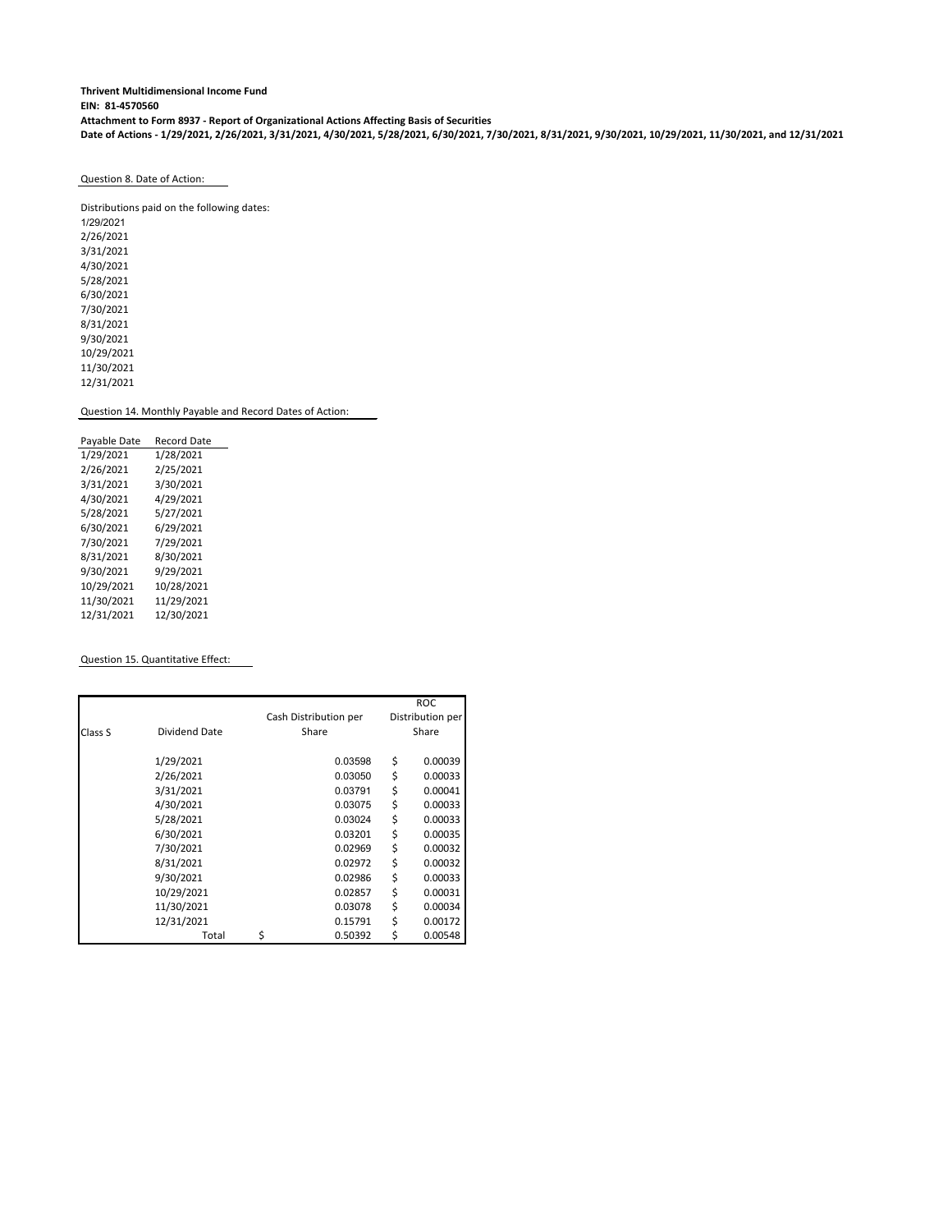**Thrivent Multidimensional Income Fund**
**EIN: 81-4570560**
**Attachment to Form 8937 - Report of Organizational Actions Affecting Basis of Securities**
**Date of Actions - 1/29/2021, 2/26/2021, 3/31/2021, 4/30/2021, 5/28/2021, 6/30/2021, 7/30/2021, 8/31/2021, 9/30/2021, 10/29/2021, 11/30/2021, and 12/31/2021**

Question 8. Date of Action:

Distributions paid on the following dates:
1/29/2021
2/26/2021
3/31/2021
4/30/2021
5/28/2021
6/30/2021
7/30/2021
8/31/2021
9/30/2021
10/29/2021
11/30/2021
12/31/2021

Question 14. Monthly Payable and Record Dates of Action:

| Payable Date | Record Date |
|---|---|
| 1/29/2021 | 1/28/2021 |
| 2/26/2021 | 2/25/2021 |
| 3/31/2021 | 3/30/2021 |
| 4/30/2021 | 4/29/2021 |
| 5/28/2021 | 5/27/2021 |
| 6/30/2021 | 6/29/2021 |
| 7/30/2021 | 7/29/2021 |
| 8/31/2021 | 8/30/2021 |
| 9/30/2021 | 9/29/2021 |
| 10/29/2021 | 10/28/2021 |
| 11/30/2021 | 11/29/2021 |
| 12/31/2021 | 12/30/2021 |

Question 15. Quantitative Effect:

| Class S | Dividend Date | Cash Distribution per Share | ROC Distribution per Share |
|---|---|---|---|
| | 1/29/2021 | 0.03598 | $ 0.00039 |
| | 2/26/2021 | 0.03050 | $ 0.00033 |
| | 3/31/2021 | 0.03791 | $ 0.00041 |
| | 4/30/2021 | 0.03075 | $ 0.00033 |
| | 5/28/2021 | 0.03024 | $ 0.00033 |
| | 6/30/2021 | 0.03201 | $ 0.00035 |
| | 7/30/2021 | 0.02969 | $ 0.00032 |
| | 8/31/2021 | 0.02972 | $ 0.00032 |
| | 9/30/2021 | 0.02986 | $ 0.00033 |
| | 10/29/2021 | 0.02857 | $ 0.00031 |
| | 11/30/2021 | 0.03078 | $ 0.00034 |
| | 12/31/2021 | 0.15791 | $ 0.00172 |
| | Total | $ 0.50392 | $ 0.00548 |